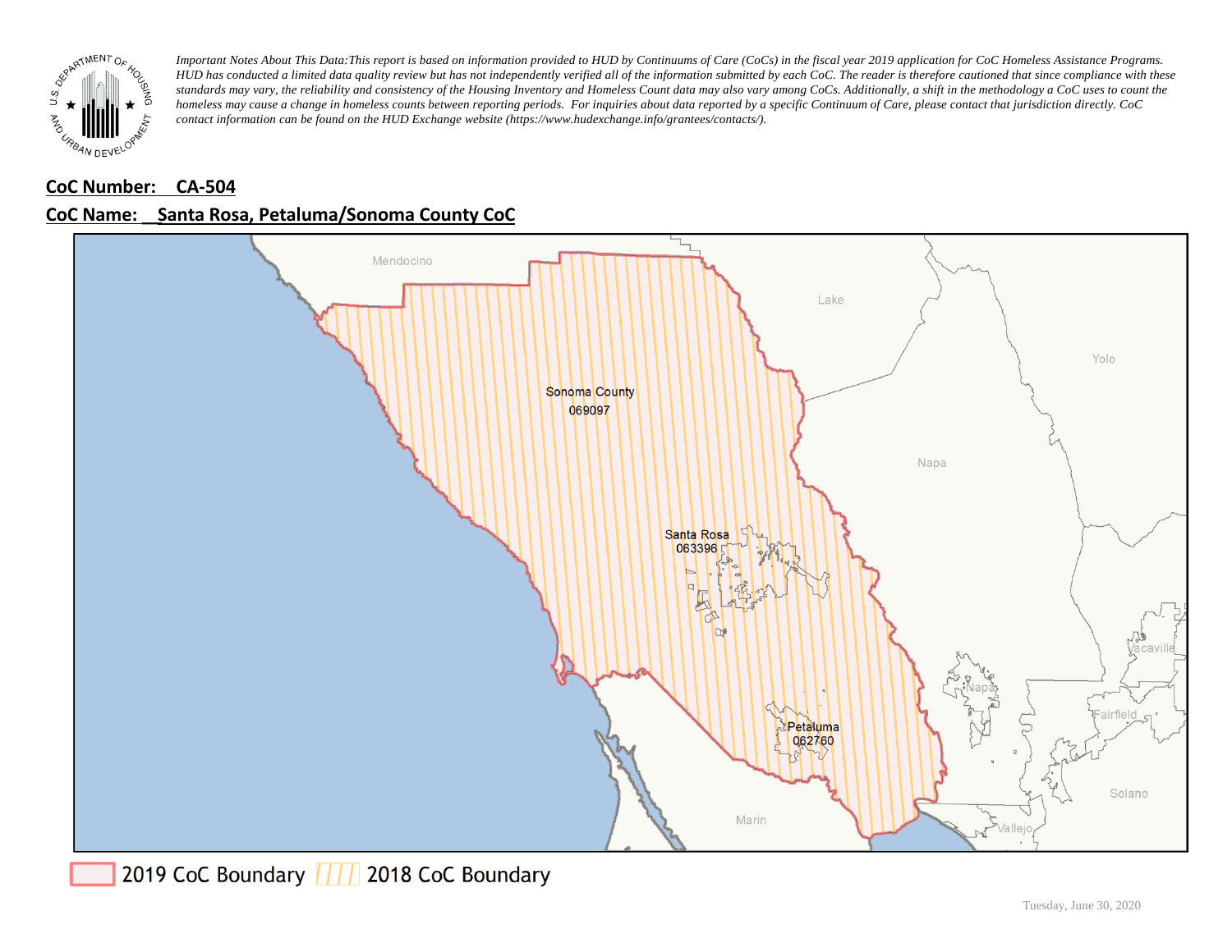*Important Notes About This Data: This report is based on information provided to HUD by Continuums of Care (CoCs) in the fiscal year 2019 application for CoC Homeless Assistance Programs. HUD has conducted a limited data quality review but has not independently verified all of the information submitted by each CoC. The reader is therefore cautioned that since compliance with these standards may vary, the reliability and consistency of the Housing Inventory and Homeless Count data may also vary among CoCs. Additionally, a shift in the methodology a CoC uses to count the homeless may cause a change in homeless counts between reporting periods. For inquiries about data reported by a specific Continuum of Care, please contact that jurisdiction directly. CoC contact information can be found on the HUD Exchange website (https://www.hudexchange.info/grantees/contacts/).*

**CoC Number: CA-504**

**CoC Name: Santa Rosa, Petaluma/Sonoma County CoC**

2019 CoC Boundary | 2018 CoC Boundary

Tuesday, June 30, 2020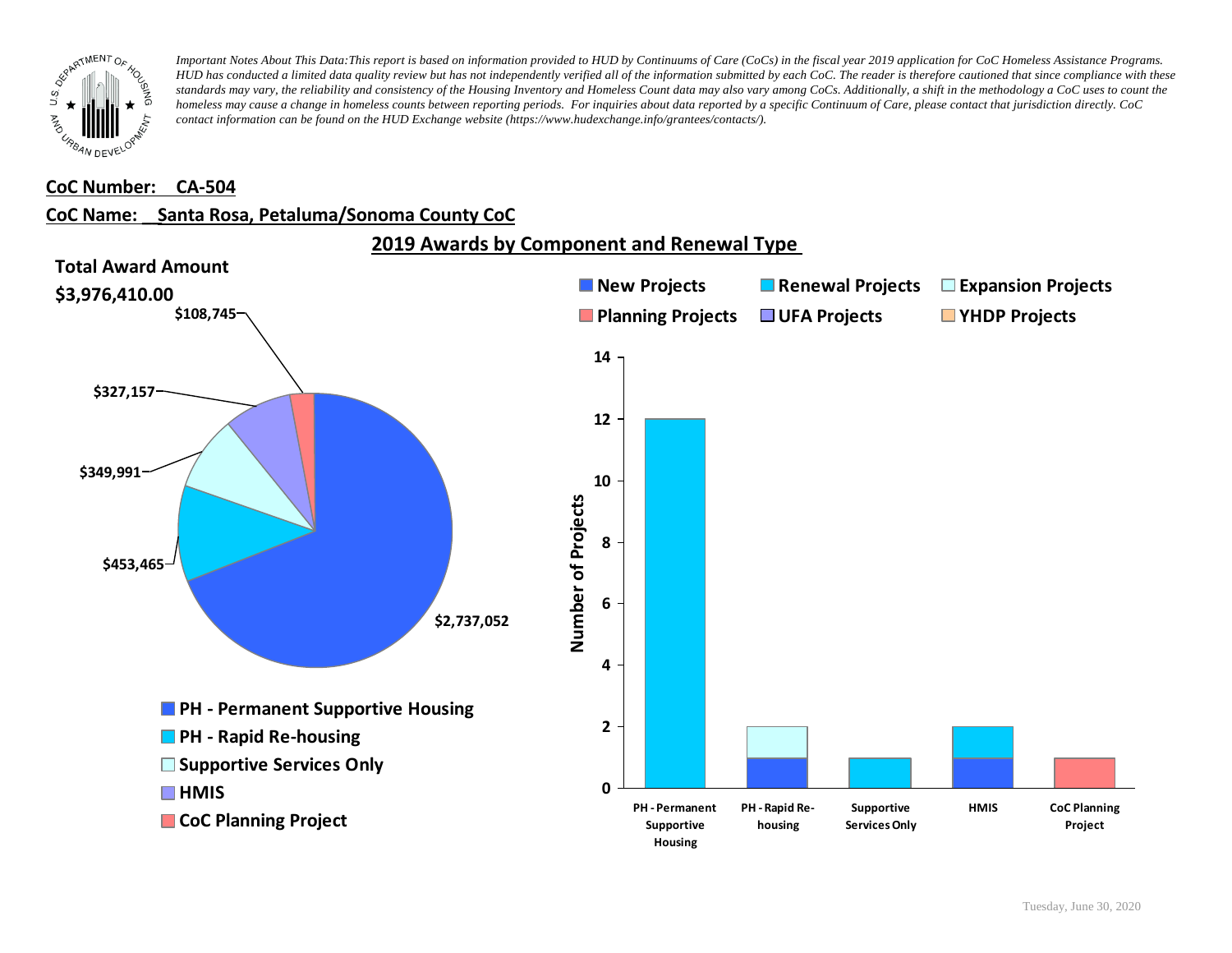*Important Notes About This Data: This report is based on information provided to HUD by Continuums of Care (CoCs) in the fiscal year 2019 application for CoC Homeless Assistance Programs. HUD has conducted a limited data quality review but has not independently verified all of the information submitted by each CoC. The reader is therefore cautioned that since compliance with these standards may vary, the reliability and consistency of the Housing Inventory and Homeless Count data may also vary among CoCs. Additionally, a shift in the methodology a CoC uses to count the homeless may cause a change in homeless counts between reporting periods. For inquiries about data reported by a specific Continuum of Care, please contact that jurisdiction directly. CoC contact information can be found on the HUD Exchange website (https://www.hudexchange.info/grantees/contacts/).*

**CoC Number: CA-504**

**CoC Name: Santa Rosa, Petaluma/Sonoma County CoC**

## 2019 Awards by Component and Renewal Type

**Total Award Amount**

**$3,976,410.00**

| Component | Award Amount |
|---|---|
| PH - Permanent Supportive Housing | $2,737,052 |
| PH - Rapid Re-housing | $453,465 |
| Supportive Services Only | $349,991 |
| HMIS | $327,157 |
| CoC Planning Project | $108,745 |

Number of Projects

| Component | New Projects | Renewal Projects | Expansion Projects | Planning Projects | UFA Projects | YHDP Projects |
|---|---|---|---|---|---|---|
| PH - Permanent Supportive Housing | | 12 | | | | |
| PH - Rapid Re-housing | 1 | | 1 | | | |
| Supportive Services Only | | 1 | | | | |
| HMIS | 1 | 1 | | | | |
| CoC Planning Project | | | | 1 | | |

Tuesday, June 30, 2020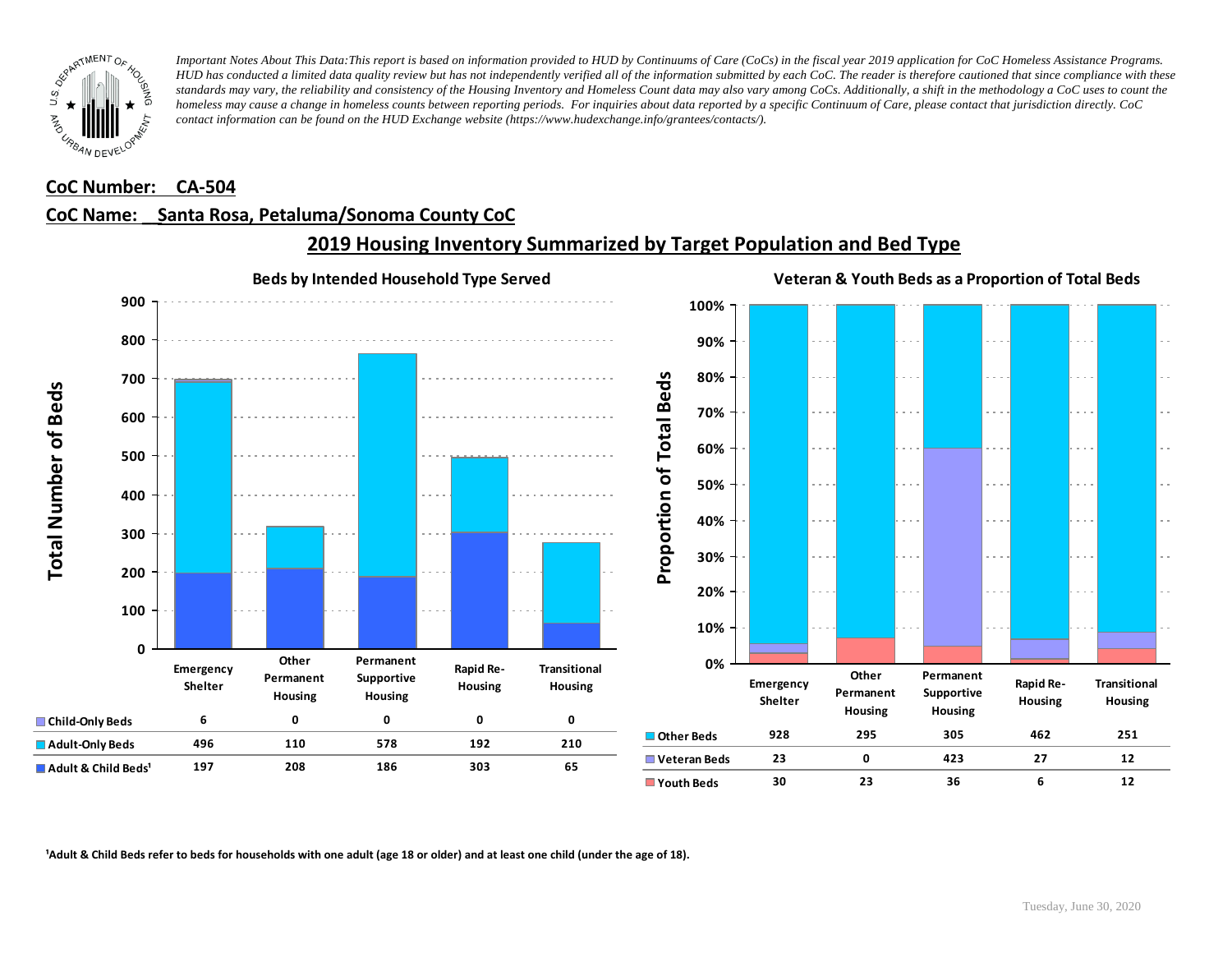*Important Notes About This Data: This report is based on information provided to HUD by Continuums of Care (CoCs) in the fiscal year 2019 application for CoC Homeless Assistance Programs. HUD has conducted a limited data quality review but has not independently verified all of the information submitted by each CoC. The reader is therefore cautioned that since compliance with these standards may vary, the reliability and consistency of the Housing Inventory and Homeless Count data may also vary among CoCs. Additionally, a shift in the methodology a CoC uses to count the homeless may cause a change in homeless counts between reporting periods. For inquiries about data reported by a specific Continuum of Care, please contact that jurisdiction directly. CoC contact information can be found on the HUD Exchange website (https://www.hudexchange.info/grantees/contacts/).*

**CoC Number: CA-504**

**CoC Name: Santa Rosa, Petaluma/Sonoma County CoC**

## 2019 Housing Inventory Summarized by Target Population and Bed Type

### Beds by Intended Household Type Served

| | Emergency Shelter | Other Permanent Housing | Permanent Supportive Housing | Rapid Re-Housing | Transitional Housing |
|---|---|---|---|---|---|
| Child-Only Beds | 6 | 0 | 0 | 0 | 0 |
| Adult-Only Beds | 496 | 110 | 578 | 192 | 210 |
| Adult & Child Beds[1] | 197 | 208 | 186 | 303 | 65 |

### Veteran & Youth Beds as a Proportion of Total Beds

| | Emergency Shelter | Other Permanent Housing | Permanent Supportive Housing | Rapid Re-Housing | Transitional Housing |
|---|---|---|---|---|---|
| Other Beds | 928 | 295 | 305 | 462 | 251 |
| Veteran Beds | 23 | 0 | 423 | 27 | 12 |
| Youth Beds | 30 | 23 | 36 | 6 | 12 |

[1]Adult & Child Beds refer to beds for households with one adult (age 18 or older) and at least one child (under the age of 18).

Tuesday, June 30, 2020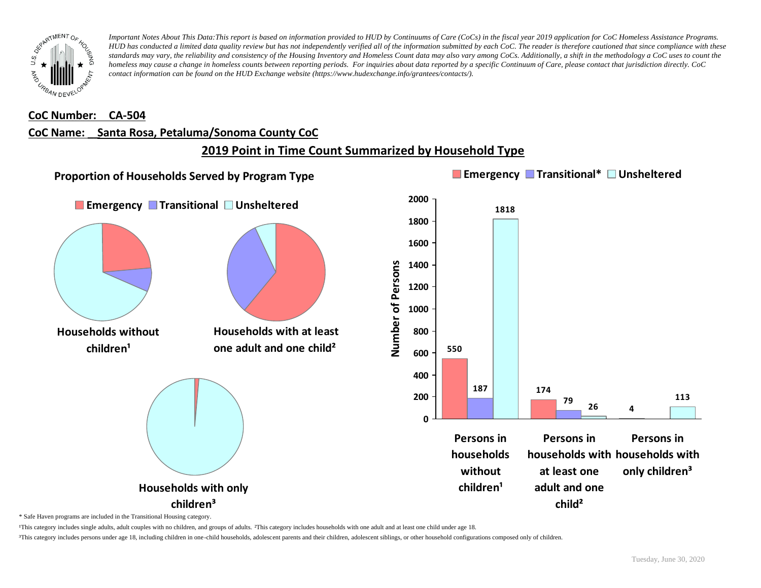*Important Notes About This Data:This report is based on information provided to HUD by Continuums of Care (CoCs) in the fiscal year 2019 application for CoC Homeless Assistance Programs. HUD has conducted a limited data quality review but has not independently verified all of the information submitted by each CoC. The reader is therefore cautioned that since compliance with these standards may vary, the reliability and consistency of the Housing Inventory and Homeless Count data may also vary among CoCs. Additionally, a shift in the methodology a CoC uses to count the homeless may cause a change in homeless counts between reporting periods. For inquiries about data reported by a specific Continuum of Care, please contact that jurisdiction directly. CoC contact information can be found on the HUD Exchange website (https://www.hudexchange.info/grantees/contacts/).*

**CoC Number: CA-504**

**CoC Name: Santa Rosa, Petaluma/Sonoma County CoC**

## 2019 Point in Time Count Summarized by Household Type

### Proportion of Households Served by Program Type

Emergency | Transitional | Unsheltered

Households without children[1]

Households with at least one adult and one child[2]

Households with only children[3]

| | Emergency | Transitional* | Unsheltered |
|---|---|---|---|
| Persons in households without children[1] | 550 | 187 | 1818 |
| Persons in households with at least one adult and one child[2] | 174 | 79 | 26 |
| Persons in households with only children[3] | 4 | | 113 |

\* Safe Haven programs are included in the Transitional Housing category.

[1]This category includes single adults, adult couples with no children, and groups of adults. [2]This category includes households with one adult and at least one child under age 18.

[3]This category includes persons under age 18, including children in one-child households, adolescent parents and their children, adolescent siblings, or other household configurations composed only of children.

Tuesday, June 30, 2020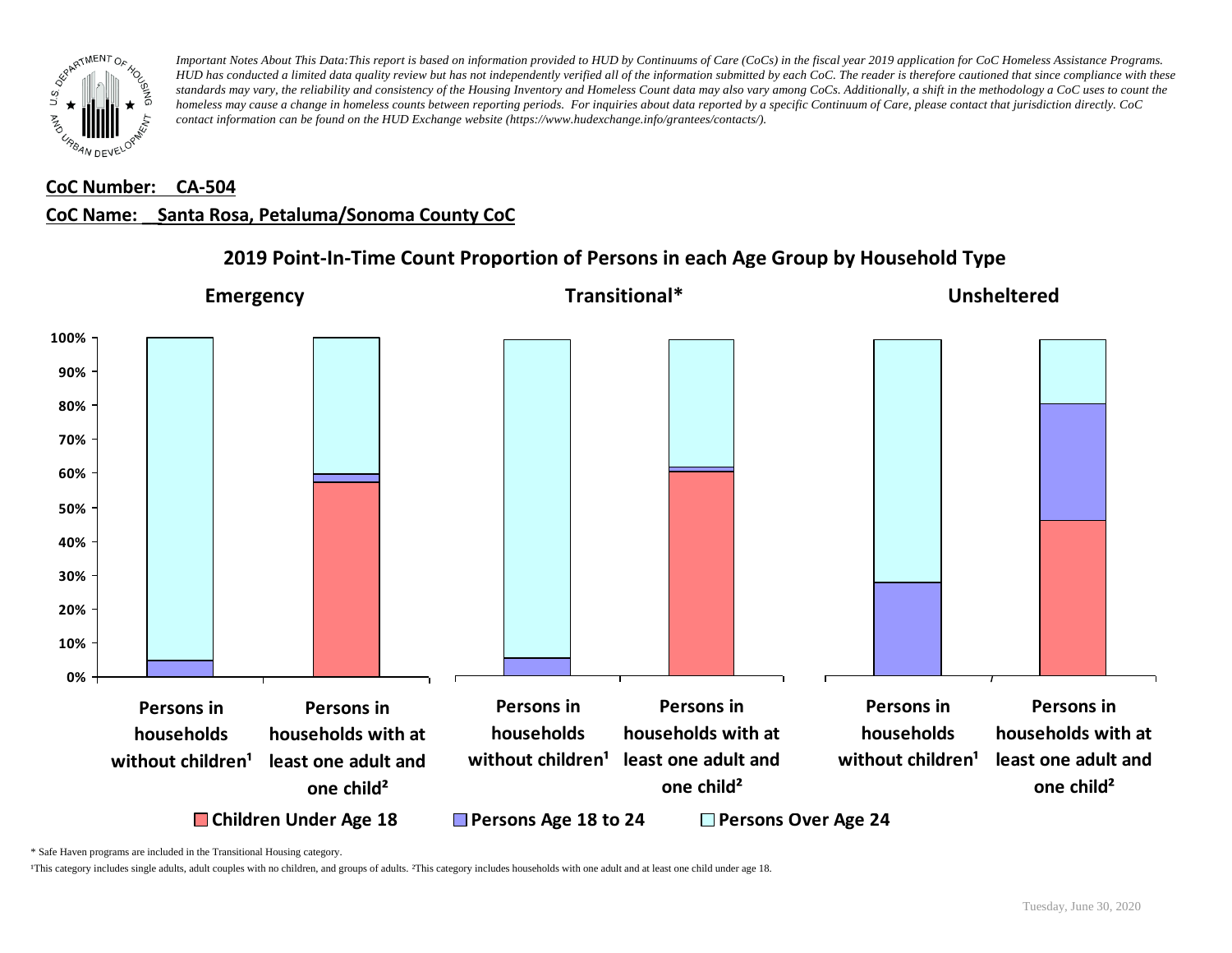*Important Notes About This Data:This report is based on information provided to HUD by Continuums of Care (CoCs) in the fiscal year 2019 application for CoC Homeless Assistance Programs. HUD has conducted a limited data quality review but has not independently verified all of the information submitted by each CoC. The reader is therefore cautioned that since compliance with these standards may vary, the reliability and consistency of the Housing Inventory and Homeless Count data may also vary among CoCs. Additionally, a shift in the methodology a CoC uses to count the homeless may cause a change in homeless counts between reporting periods. For inquiries about data reported by a specific Continuum of Care, please contact that jurisdiction directly. CoC contact information can be found on the HUD Exchange website (https://www.hudexchange.info/grantees/contacts/).*

**CoC Number: CA-504**

**CoC Name: Santa Rosa, Petaluma/Sonoma County CoC**

## 2019 Point-In-Time Count Proportion of Persons in each Age Group by Household Type

**Emergency** | **Transitional*** | **Unsheltered**

0% 10% 20% 30% 40% 50% 60% 70% 80% 90% 100%

Persons in households without children¹ | Persons in households with at least one adult and one child²

Children Under Age 18 | Persons Age 18 to 24 | Persons Over Age 24

\* Safe Haven programs are included in the Transitional Housing category.

¹This category includes single adults, adult couples with no children, and groups of adults. ²This category includes households with one adult and at least one child under age 18.

Tuesday, June 30, 2020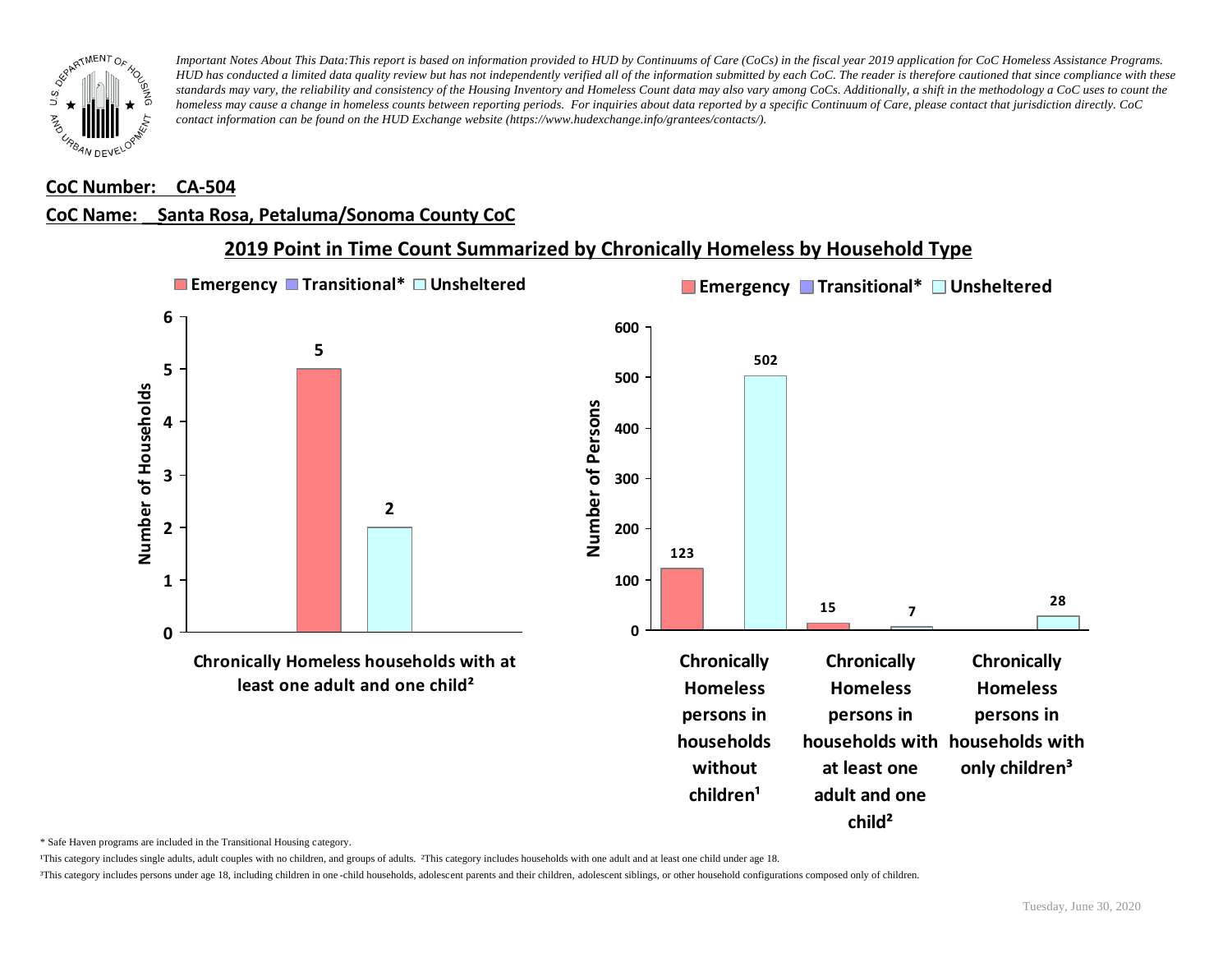*Important Notes About This Data:This report is based on information provided to HUD by Continuums of Care (CoCs) in the fiscal year 2019 application for CoC Homeless Assistance Programs. HUD has conducted a limited data quality review but has not independently verified all of the information submitted by each CoC. The reader is therefore cautioned that since compliance with these standards may vary, the reliability and consistency of the Housing Inventory and Homeless Count data may also vary among CoCs. Additionally, a shift in the methodology a CoC uses to count the homeless may cause a change in homeless counts between reporting periods. For inquiries about data reported by a specific Continuum of Care, please contact that jurisdiction directly. CoC contact information can be found on the HUD Exchange website (https://www.hudexchange.info/grantees/contacts/).*

**CoC Number: CA-504**

**CoC Name: Santa Rosa, Petaluma/Sonoma County CoC**

## 2019 Point in Time Count Summarized by Chronically Homeless by Household Type

**Number of Households**

| | Emergency | Transitional* | Unsheltered |
|---|---|---|---|
| Chronically Homeless households with at least one adult and one child² | 5 | | 2 |

**Number of Persons**

| | Emergency | Transitional* | Unsheltered |
|---|---|---|---|
| Chronically Homeless persons in households without children¹ | 123 | | 502 |
| Chronically Homeless persons in households with at least one adult and one child² | 15 | | 7 |
| Chronically Homeless persons in households with only children³ | | | 28 |

\* Safe Haven programs are included in the Transitional Housing category.

¹This category includes single adults, adult couples with no children, and groups of adults. ²This category includes households with one adult and at least one child under age 18.

³This category includes persons under age 18, including children in one-child households, adolescent parents and their children, adolescent siblings, or other household configurations composed only of children.

Tuesday, June 30, 2020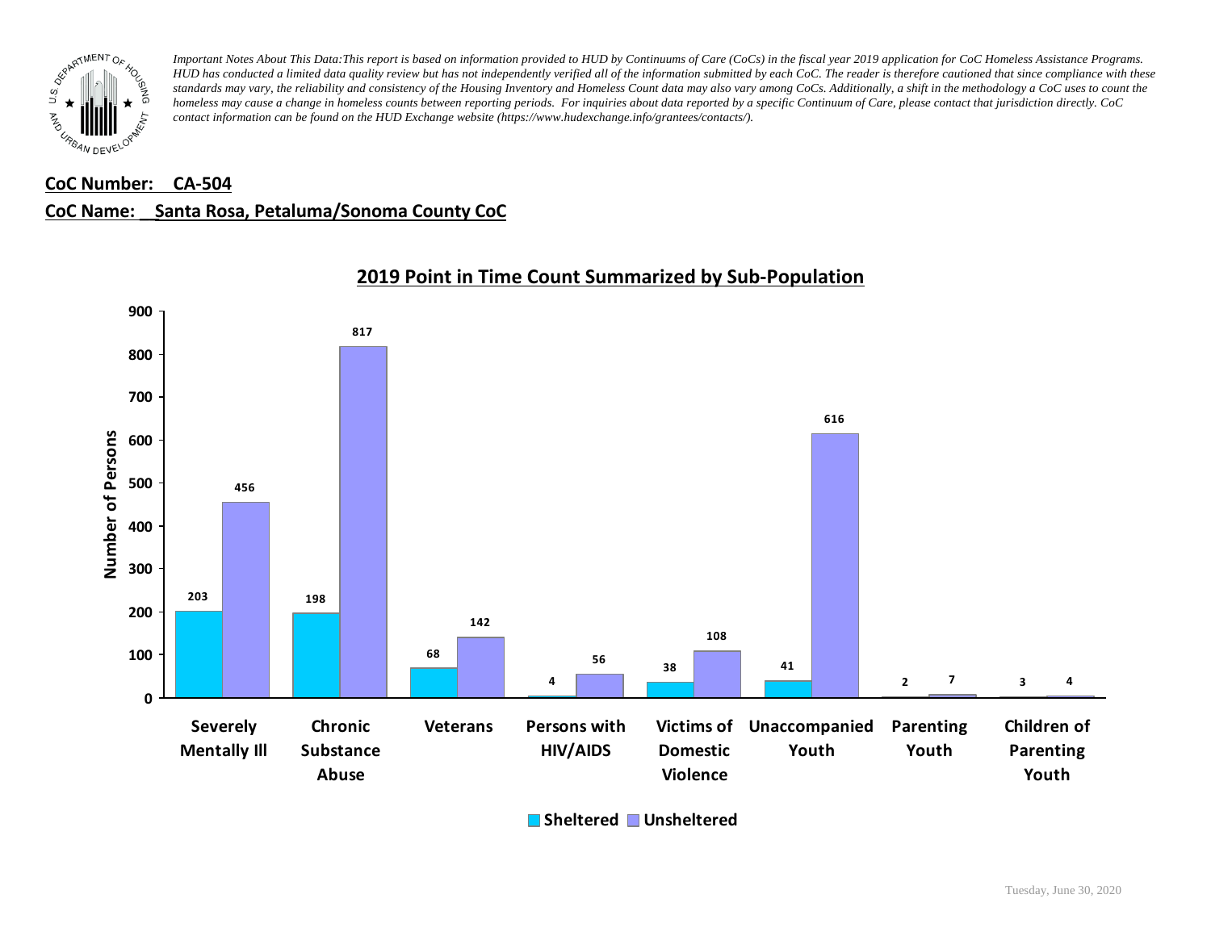*Important Notes About This Data:This report is based on information provided to HUD by Continuums of Care (CoCs) in the fiscal year 2019 application for CoC Homeless Assistance Programs. HUD has conducted a limited data quality review but has not independently verified all of the information submitted by each CoC. The reader is therefore cautioned that since compliance with these standards may vary, the reliability and consistency of the Housing Inventory and Homeless Count data may also vary among CoCs. Additionally, a shift in the methodology a CoC uses to count the homeless may cause a change in homeless counts between reporting periods. For inquiries about data reported by a specific Continuum of Care, please contact that jurisdiction directly. CoC contact information can be found on the HUD Exchange website (https://www.hudexchange.info/grantees/contacts/).*

**CoC Number: CA-504**

**CoC Name: Santa Rosa, Petaluma/Sonoma County CoC**

## 2019 Point in Time Count Summarized by Sub-Population

Number of Persons

0
100
200
300
400
500
600
700
800
900

Severely Mentally Ill: 203, 456
Chronic Substance Abuse: 198, 817
Veterans: 68, 142
Persons with HIV/AIDS: 4, 56
Victims of Domestic Violence: 38, 108
Unaccompanied Youth: 41, 616
Parenting Youth: 2, 7
Children of Parenting Youth: 3, 4

Sheltered
Unsheltered

Tuesday, June 30, 2020